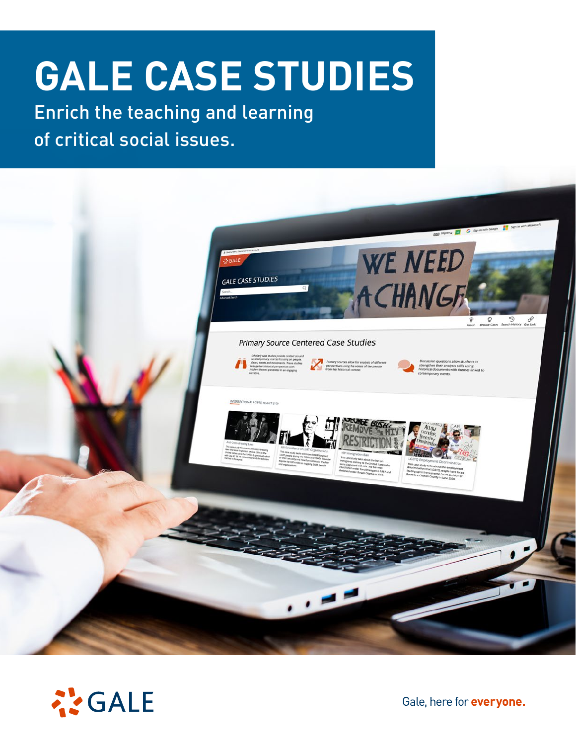# GALE CASE STUDIES

Enrich the teaching and learning of critical social issues.

GALE

Gale, here for **everyone.**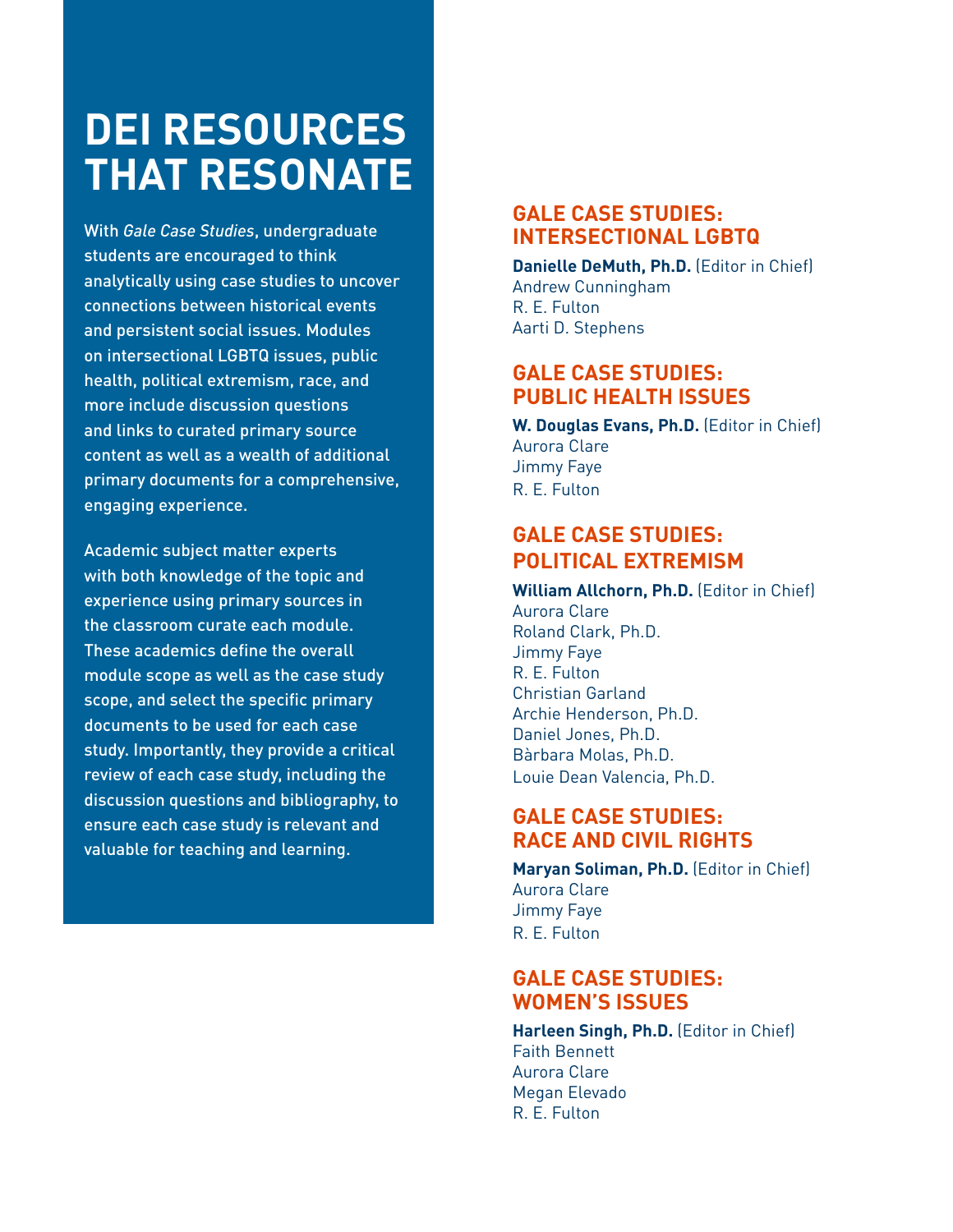# DEI RESOURCES THAT RESONATE

With *Gale Case Studies*, undergraduate students are encouraged to think analytically using case studies to uncover connections between historical events and persistent social issues. Modules on intersectional LGBTQ issues, public health, political extremism, race, and more include discussion questions and links to curated primary source content as well as a wealth of additional primary documents for a comprehensive, engaging experience.

Academic subject matter experts with both knowledge of the topic and experience using primary sources in the classroom curate each module. These academics define the overall module scope as well as the case study scope, and select the specific primary documents to be used for each case study. Importantly, they provide a critical review of each case study, including the discussion questions and bibliography, to ensure each case study is relevant and valuable for teaching and learning.

## GALE CASE STUDIES: INTERSECTIONAL LGBTQ

**Danielle DeMuth, Ph.D.** (Editor in Chief)
Andrew Cunningham
R. E. Fulton
Aarti D. Stephens

## GALE CASE STUDIES: PUBLIC HEALTH ISSUES

**W. Douglas Evans, Ph.D.** (Editor in Chief)
Aurora Clare
Jimmy Faye
R. E. Fulton

## GALE CASE STUDIES: POLITICAL EXTREMISM

**William Allchorn, Ph.D.** (Editor in Chief)
Aurora Clare
Roland Clark, Ph.D.
Jimmy Faye
R. E. Fulton
Christian Garland
Archie Henderson, Ph.D.
Daniel Jones, Ph.D.
Bàrbara Molas, Ph.D.
Louie Dean Valencia, Ph.D.

## GALE CASE STUDIES: RACE AND CIVIL RIGHTS

**Maryan Soliman, Ph.D.** (Editor in Chief)
Aurora Clare
Jimmy Faye
R. E. Fulton

## GALE CASE STUDIES: WOMEN'S ISSUES

**Harleen Singh, Ph.D.** (Editor in Chief)
Faith Bennett
Aurora Clare
Megan Elevado
R. E. Fulton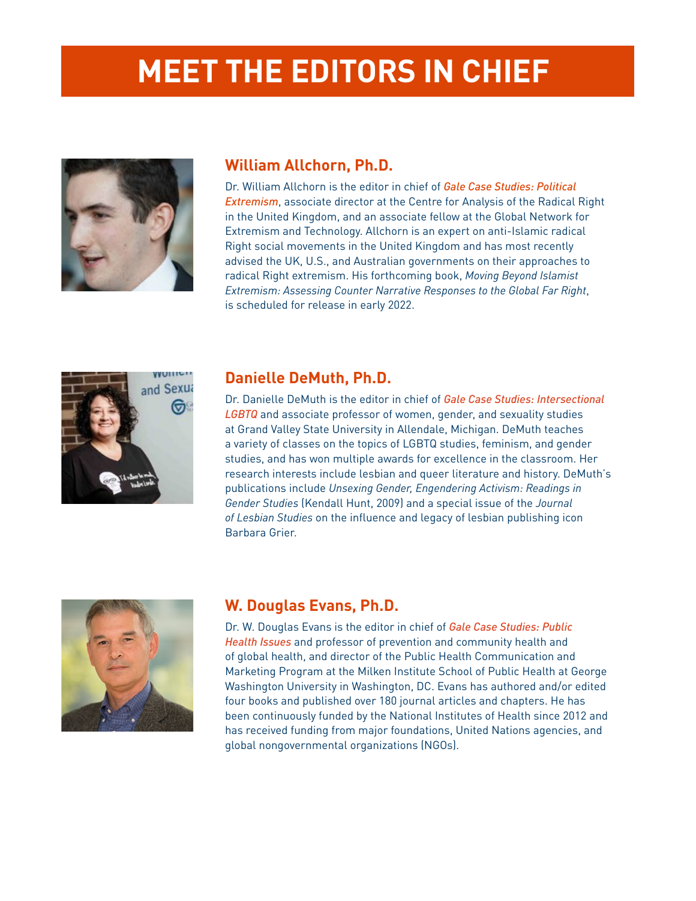# MEET THE EDITORS IN CHIEF

## William Allchorn, Ph.D.

Dr. William Allchorn is the editor in chief of *Gale Case Studies: Political Extremism*, associate director at the Centre for Analysis of the Radical Right in the United Kingdom, and an associate fellow at the Global Network for Extremism and Technology. Allchorn is an expert on anti-Islamic radical Right social movements in the United Kingdom and has most recently advised the UK, U.S., and Australian governments on their approaches to radical Right extremism. His forthcoming book, *Moving Beyond Islamist Extremism: Assessing Counter Narrative Responses to the Global Far Right*, is scheduled for release in early 2022.

## Danielle DeMuth, Ph.D.

Dr. Danielle DeMuth is the editor in chief of *Gale Case Studies: Intersectional LGBTQ* and associate professor of women, gender, and sexuality studies at Grand Valley State University in Allendale, Michigan. DeMuth teaches a variety of classes on the topics of LGBTQ studies, feminism, and gender studies, and has won multiple awards for excellence in the classroom. Her research interests include lesbian and queer literature and history. DeMuth's publications include *Unsexing Gender, Engendering Activism: Readings in Gender Studies* (Kendall Hunt, 2009) and a special issue of the *Journal of Lesbian Studies* on the influence and legacy of lesbian publishing icon Barbara Grier.

## W. Douglas Evans, Ph.D.

Dr. W. Douglas Evans is the editor in chief of *Gale Case Studies: Public Health Issues* and professor of prevention and community health and of global health, and director of the Public Health Communication and Marketing Program at the Milken Institute School of Public Health at George Washington University in Washington, DC. Evans has authored and/or edited four books and published over 180 journal articles and chapters. He has been continuously funded by the National Institutes of Health since 2012 and has received funding from major foundations, United Nations agencies, and global nongovernmental organizations (NGOs).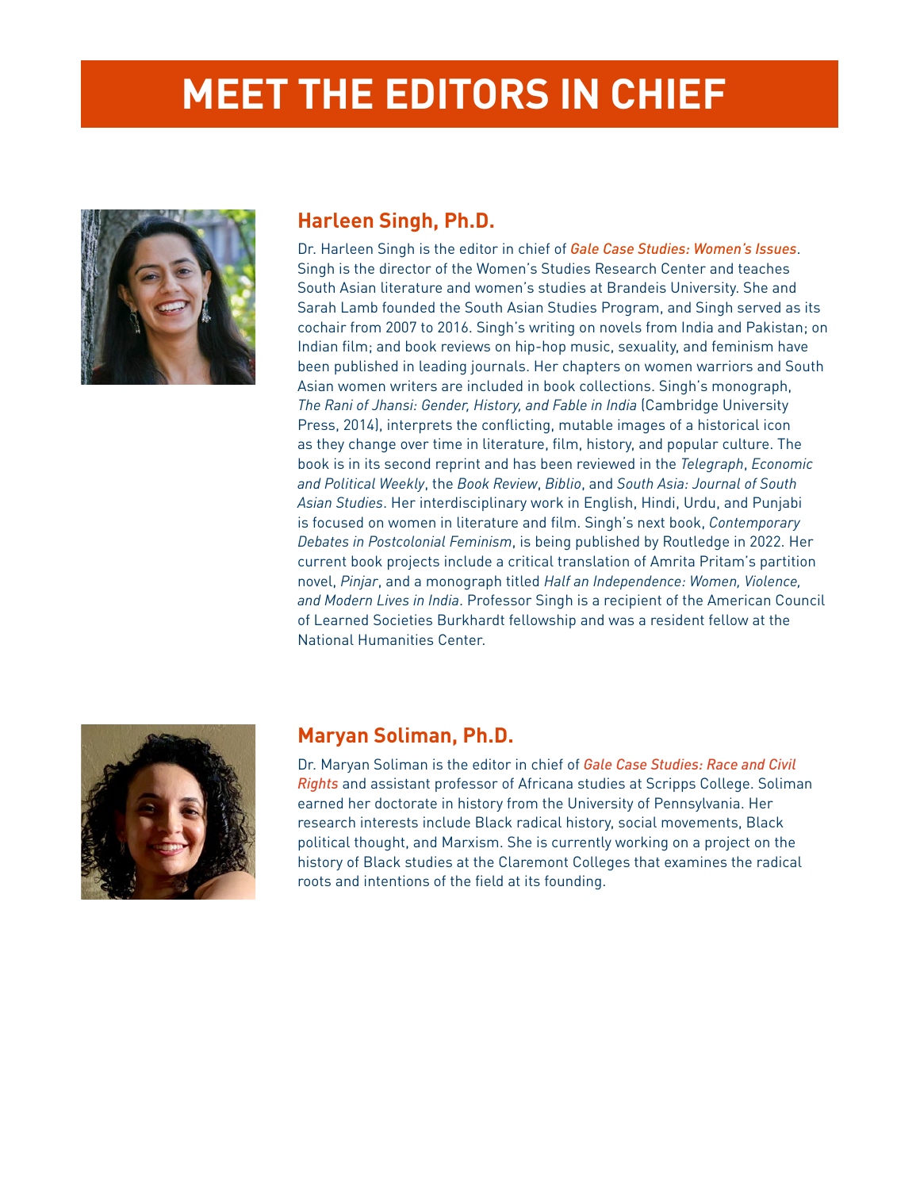# MEET THE EDITORS IN CHIEF

## Harleen Singh, Ph.D.

Dr. Harleen Singh is the editor in chief of *Gale Case Studies: Women's Issues*. Singh is the director of the Women's Studies Research Center and teaches South Asian literature and women's studies at Brandeis University. She and Sarah Lamb founded the South Asian Studies Program, and Singh served as its cochair from 2007 to 2016. Singh's writing on novels from India and Pakistan; on Indian film; and book reviews on hip-hop music, sexuality, and feminism have been published in leading journals. Her chapters on women warriors and South Asian women writers are included in book collections. Singh's monograph, *The Rani of Jhansi: Gender, History, and Fable in India* (Cambridge University Press, 2014), interprets the conflicting, mutable images of a historical icon as they change over time in literature, film, history, and popular culture. The book is in its second reprint and has been reviewed in the *Telegraph*, *Economic and Political Weekly*, the *Book Review*, *Biblio*, and *South Asia: Journal of South Asian Studies*. Her interdisciplinary work in English, Hindi, Urdu, and Punjabi is focused on women in literature and film. Singh's next book, *Contemporary Debates in Postcolonial Feminism*, is being published by Routledge in 2022. Her current book projects include a critical translation of Amrita Pritam's partition novel, *Pinjar*, and a monograph titled *Half an Independence: Women, Violence, and Modern Lives in India*. Professor Singh is a recipient of the American Council of Learned Societies Burkhardt fellowship and was a resident fellow at the National Humanities Center.

## Maryan Soliman, Ph.D.

Dr. Maryan Soliman is the editor in chief of *Gale Case Studies: Race and Civil Rights* and assistant professor of Africana studies at Scripps College. Soliman earned her doctorate in history from the University of Pennsylvania. Her research interests include Black radical history, social movements, Black political thought, and Marxism. She is currently working on a project on the history of Black studies at the Claremont Colleges that examines the radical roots and intentions of the field at its founding.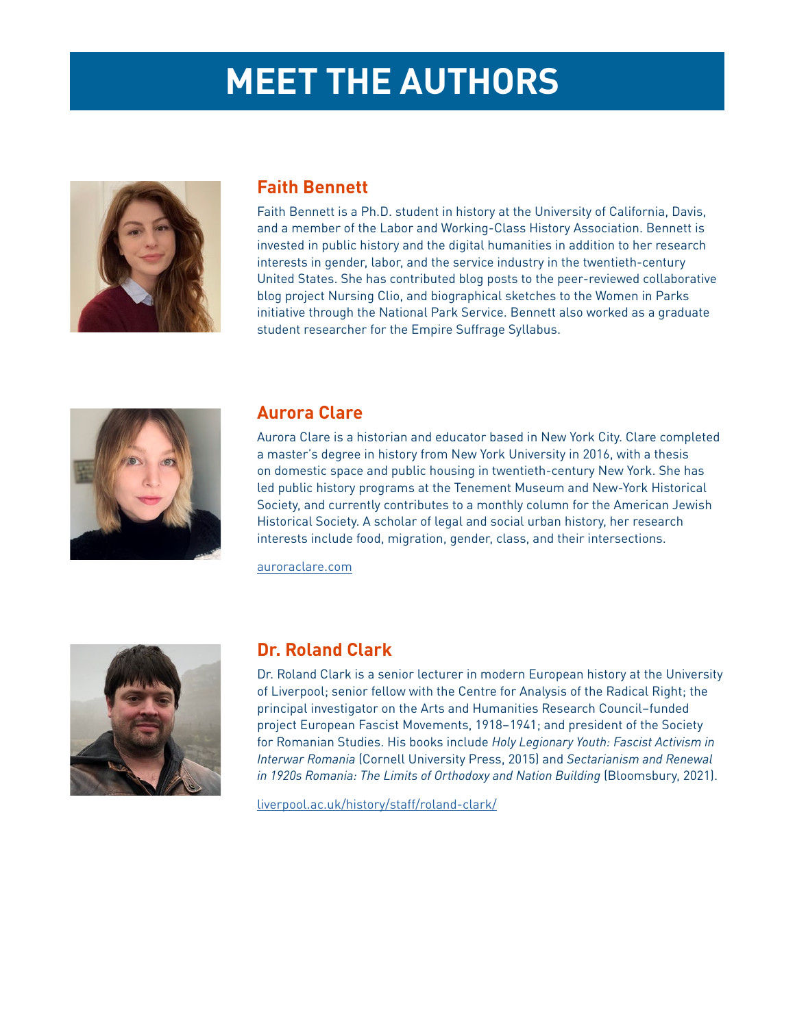# MEET THE AUTHORS

## Faith Bennett

Faith Bennett is a Ph.D. student in history at the University of California, Davis, and a member of the Labor and Working-Class History Association. Bennett is invested in public history and the digital humanities in addition to her research interests in gender, labor, and the service industry in the twentieth-century United States. She has contributed blog posts to the peer-reviewed collaborative blog project Nursing Clio, and biographical sketches to the Women in Parks initiative through the National Park Service. Bennett also worked as a graduate student researcher for the Empire Suffrage Syllabus.

## Aurora Clare

Aurora Clare is a historian and educator based in New York City. Clare completed a master's degree in history from New York University in 2016, with a thesis on domestic space and public housing in twentieth-century New York. She has led public history programs at the Tenement Museum and New-York Historical Society, and currently contributes to a monthly column for the American Jewish Historical Society. A scholar of legal and social urban history, her research interests include food, migration, gender, class, and their intersections.

auroraclare.com

## Dr. Roland Clark

Dr. Roland Clark is a senior lecturer in modern European history at the University of Liverpool; senior fellow with the Centre for Analysis of the Radical Right; the principal investigator on the Arts and Humanities Research Council–funded project European Fascist Movements, 1918–1941; and president of the Society for Romanian Studies. His books include *Holy Legionary Youth: Fascist Activism in Interwar Romania* (Cornell University Press, 2015) and *Sectarianism and Renewal in 1920s Romania: The Limits of Orthodoxy and Nation Building* (Bloomsbury, 2021).

liverpool.ac.uk/history/staff/roland-clark/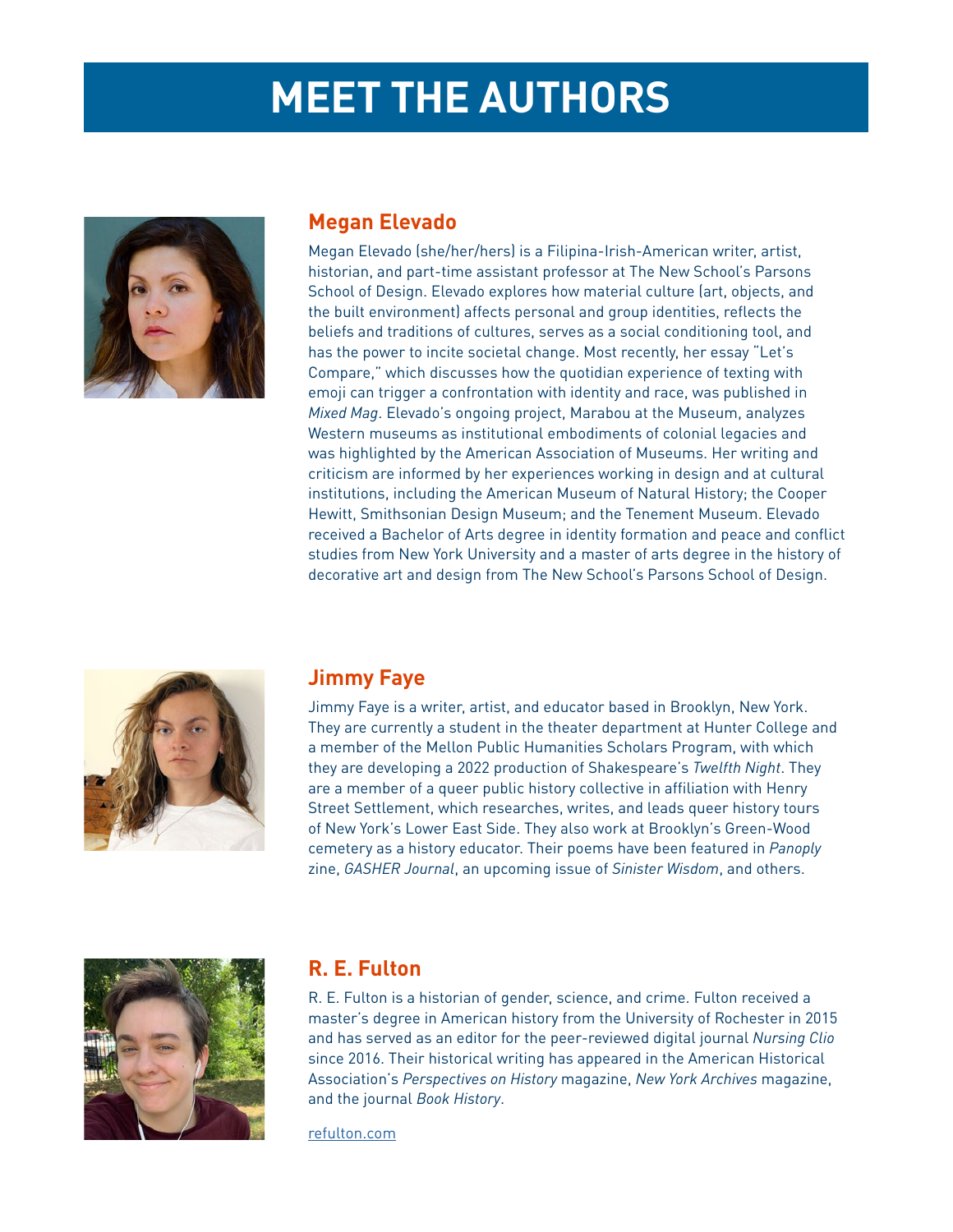# MEET THE AUTHORS

## Megan Elevado

Megan Elevado (she/her/hers) is a Filipina-Irish-American writer, artist, historian, and part-time assistant professor at The New School's Parsons School of Design. Elevado explores how material culture (art, objects, and the built environment) affects personal and group identities, reflects the beliefs and traditions of cultures, serves as a social conditioning tool, and has the power to incite societal change. Most recently, her essay "Let's Compare," which discusses how the quotidian experience of texting with emoji can trigger a confrontation with identity and race, was published in *Mixed Mag*. Elevado's ongoing project, Marabou at the Museum, analyzes Western museums as institutional embodiments of colonial legacies and was highlighted by the American Association of Museums. Her writing and criticism are informed by her experiences working in design and at cultural institutions, including the American Museum of Natural History; the Cooper Hewitt, Smithsonian Design Museum; and the Tenement Museum. Elevado received a Bachelor of Arts degree in identity formation and peace and conflict studies from New York University and a master of arts degree in the history of decorative art and design from The New School's Parsons School of Design.

## Jimmy Faye

Jimmy Faye is a writer, artist, and educator based in Brooklyn, New York. They are currently a student in the theater department at Hunter College and a member of the Mellon Public Humanities Scholars Program, with which they are developing a 2022 production of Shakespeare's *Twelfth Night*. They are a member of a queer public history collective in affiliation with Henry Street Settlement, which researches, writes, and leads queer history tours of New York's Lower East Side. They also work at Brooklyn's Green-Wood cemetery as a history educator. Their poems have been featured in *Panoply* zine, *GASHER Journal*, an upcoming issue of *Sinister Wisdom*, and others.

## R. E. Fulton

R. E. Fulton is a historian of gender, science, and crime. Fulton received a master's degree in American history from the University of Rochester in 2015 and has served as an editor for the peer-reviewed digital journal *Nursing Clio* since 2016. Their historical writing has appeared in the American Historical Association's *Perspectives on History* magazine, *New York Archives* magazine, and the journal *Book History*.

refulton.com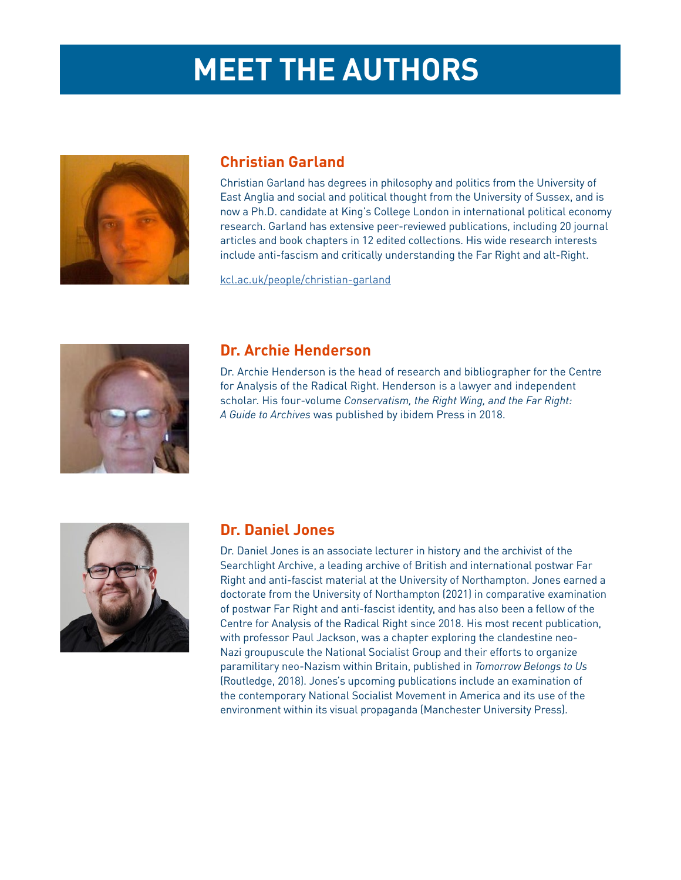# MEET THE AUTHORS

## Christian Garland

Christian Garland has degrees in philosophy and politics from the University of East Anglia and social and political thought from the University of Sussex, and is now a Ph.D. candidate at King's College London in international political economy research. Garland has extensive peer-reviewed publications, including 20 journal articles and book chapters in 12 edited collections. His wide research interests include anti-fascism and critically understanding the Far Right and alt-Right.

kcl.ac.uk/people/christian-garland

## Dr. Archie Henderson

Dr. Archie Henderson is the head of research and bibliographer for the Centre for Analysis of the Radical Right. Henderson is a lawyer and independent scholar. His four-volume *Conservatism, the Right Wing, and the Far Right: A Guide to Archives* was published by ibidem Press in 2018.

## Dr. Daniel Jones

Dr. Daniel Jones is an associate lecturer in history and the archivist of the Searchlight Archive, a leading archive of British and international postwar Far Right and anti-fascist material at the University of Northampton. Jones earned a doctorate from the University of Northampton (2021) in comparative examination of postwar Far Right and anti-fascist identity, and has also been a fellow of the Centre for Analysis of the Radical Right since 2018. His most recent publication, with professor Paul Jackson, was a chapter exploring the clandestine neo-Nazi groupuscule the National Socialist Group and their efforts to organize paramilitary neo-Nazism within Britain, published in *Tomorrow Belongs to Us* (Routledge, 2018). Jones's upcoming publications include an examination of the contemporary National Socialist Movement in America and its use of the environment within its visual propaganda (Manchester University Press).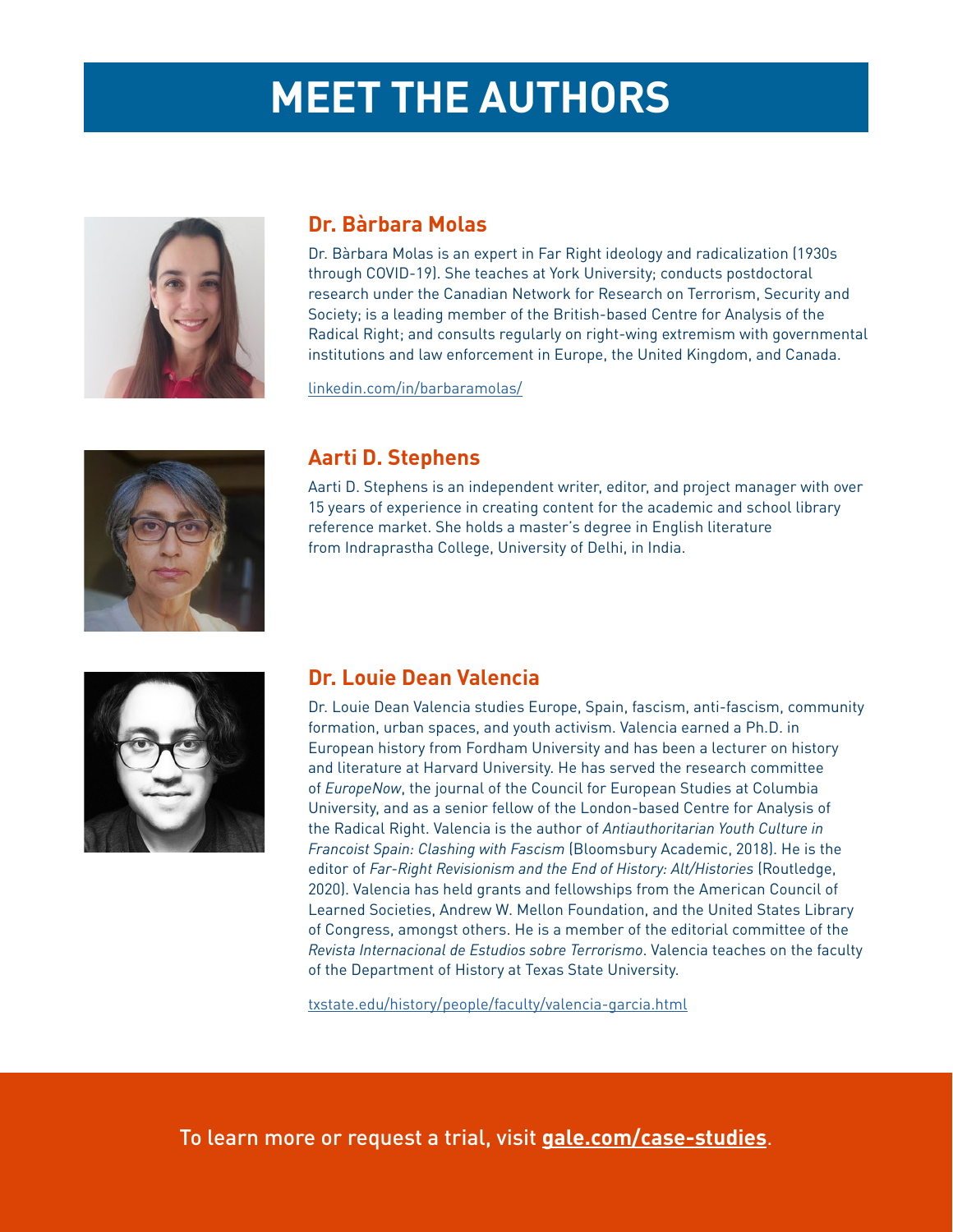# MEET THE AUTHORS

## Dr. Bàrbara Molas

Dr. Bàrbara Molas is an expert in Far Right ideology and radicalization (1930s through COVID-19). She teaches at York University; conducts postdoctoral research under the Canadian Network for Research on Terrorism, Security and Society; is a leading member of the British-based Centre for Analysis of the Radical Right; and consults regularly on right-wing extremism with governmental institutions and law enforcement in Europe, the United Kingdom, and Canada.

linkedin.com/in/barbaramolas/

## Aarti D. Stephens

Aarti D. Stephens is an independent writer, editor, and project manager with over 15 years of experience in creating content for the academic and school library reference market. She holds a master's degree in English literature from Indraprastha College, University of Delhi, in India.

## Dr. Louie Dean Valencia

Dr. Louie Dean Valencia studies Europe, Spain, fascism, anti-fascism, community formation, urban spaces, and youth activism. Valencia earned a Ph.D. in European history from Fordham University and has been a lecturer on history and literature at Harvard University. He has served the research committee of *EuropeNow*, the journal of the Council for European Studies at Columbia University, and as a senior fellow of the London-based Centre for Analysis of the Radical Right. Valencia is the author of *Antiauthoritarian Youth Culture in Francoist Spain: Clashing with Fascism* (Bloomsbury Academic, 2018). He is the editor of *Far-Right Revisionism and the End of History: Alt/Histories* (Routledge, 2020). Valencia has held grants and fellowships from the American Council of Learned Societies, Andrew W. Mellon Foundation, and the United States Library of Congress, amongst others. He is a member of the editorial committee of the *Revista Internacional de Estudios sobre Terrorismo*. Valencia teaches on the faculty of the Department of History at Texas State University.

txstate.edu/history/people/faculty/valencia-garcia.html

To learn more or request a trial, visit **gale.com/case-studies**.